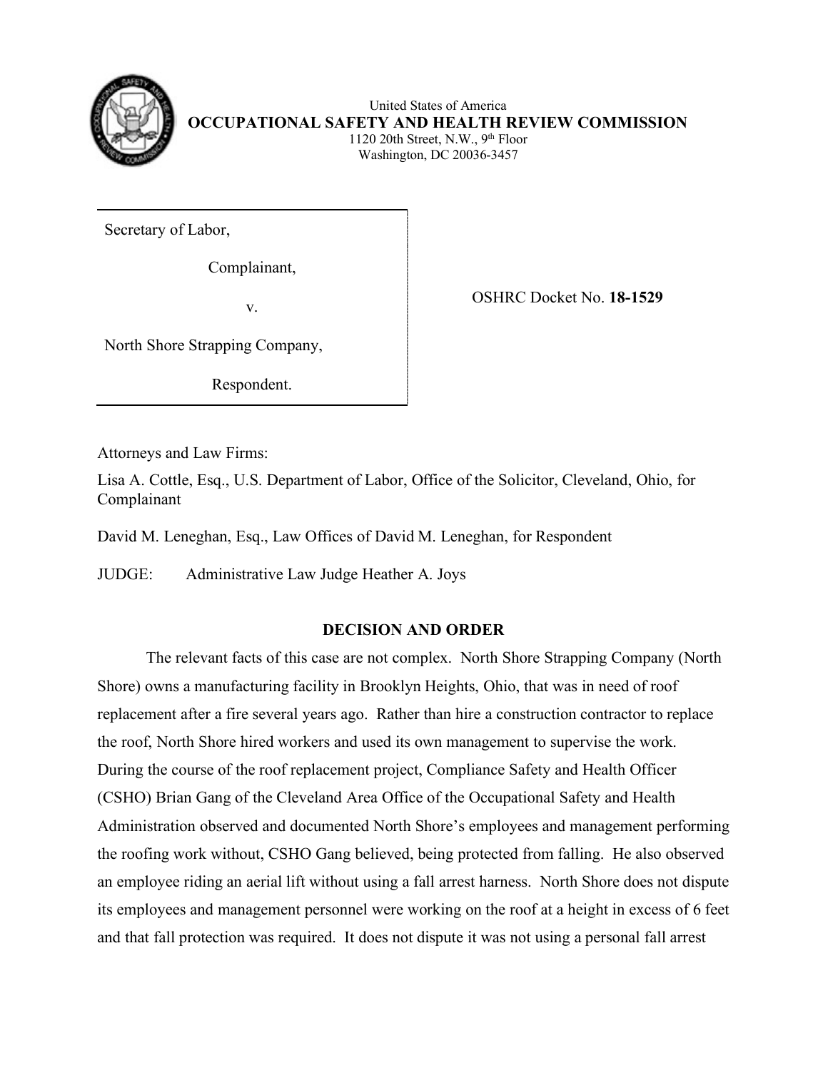United States of America

**OCCUPATIONAL SAFETY AND HEALTH REVIEW COMMISSION**

1120 20th Street, N.W., 9th Floor
Washington, DC 20036-3457

| | |
|---|---|
| Secretary of Labor,<br><br>Complainant,<br><br>v.<br><br>North Shore Strapping Company,<br><br>Respondent. | OSHRC Docket No. **18-1529** |

Attorneys and Law Firms:

Lisa A. Cottle, Esq., U.S. Department of Labor, Office of the Solicitor, Cleveland, Ohio, for Complainant

David M. Leneghan, Esq., Law Offices of David M. Leneghan, for Respondent

JUDGE: Administrative Law Judge Heather A. Joys

## DECISION AND ORDER

The relevant facts of this case are not complex. North Shore Strapping Company (North Shore) owns a manufacturing facility in Brooklyn Heights, Ohio, that was in need of roof replacement after a fire several years ago. Rather than hire a construction contractor to replace the roof, North Shore hired workers and used its own management to supervise the work. During the course of the roof replacement project, Compliance Safety and Health Officer (CSHO) Brian Gang of the Cleveland Area Office of the Occupational Safety and Health Administration observed and documented North Shore's employees and management performing the roofing work without, CSHO Gang believed, being protected from falling. He also observed an employee riding an aerial lift without using a fall arrest harness. North Shore does not dispute its employees and management personnel were working on the roof at a height in excess of 6 feet and that fall protection was required. It does not dispute it was not using a personal fall arrest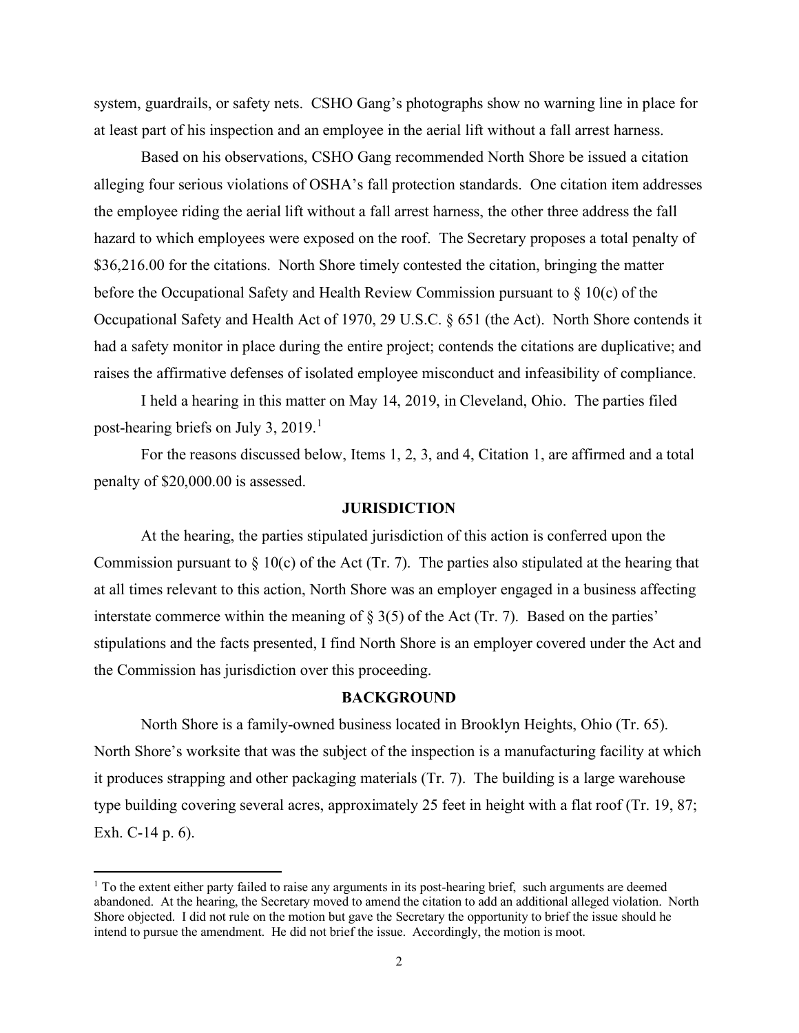system, guardrails, or safety nets. CSHO Gang's photographs show no warning line in place for at least part of his inspection and an employee in the aerial lift without a fall arrest harness.

Based on his observations, CSHO Gang recommended North Shore be issued a citation alleging four serious violations of OSHA's fall protection standards. One citation item addresses the employee riding the aerial lift without a fall arrest harness, the other three address the fall hazard to which employees were exposed on the roof. The Secretary proposes a total penalty of $36,216.00 for the citations. North Shore timely contested the citation, bringing the matter before the Occupational Safety and Health Review Commission pursuant to § 10(c) of the Occupational Safety and Health Act of 1970, 29 U.S.C. § 651 (the Act). North Shore contends it had a safety monitor in place during the entire project; contends the citations are duplicative; and raises the affirmative defenses of isolated employee misconduct and infeasibility of compliance.

I held a hearing in this matter on May 14, 2019, in Cleveland, Ohio. The parties filed post-hearing briefs on July 3, 2019.[1]

For the reasons discussed below, Items 1, 2, 3, and 4, Citation 1, are affirmed and a total penalty of $20,000.00 is assessed.

## JURISDICTION

At the hearing, the parties stipulated jurisdiction of this action is conferred upon the Commission pursuant to § 10(c) of the Act (Tr. 7). The parties also stipulated at the hearing that at all times relevant to this action, North Shore was an employer engaged in a business affecting interstate commerce within the meaning of § 3(5) of the Act (Tr. 7). Based on the parties' stipulations and the facts presented, I find North Shore is an employer covered under the Act and the Commission has jurisdiction over this proceeding.

## BACKGROUND

North Shore is a family-owned business located in Brooklyn Heights, Ohio (Tr. 65). North Shore's worksite that was the subject of the inspection is a manufacturing facility at which it produces strapping and other packaging materials (Tr. 7). The building is a large warehouse type building covering several acres, approximately 25 feet in height with a flat roof (Tr. 19, 87; Exh. C-14 p. 6).

---

[1] To the extent either party failed to raise any arguments in its post-hearing brief, such arguments are deemed abandoned. At the hearing, the Secretary moved to amend the citation to add an additional alleged violation. North Shore objected. I did not rule on the motion but gave the Secretary the opportunity to brief the issue should he intend to pursue the amendment. He did not brief the issue. Accordingly, the motion is moot.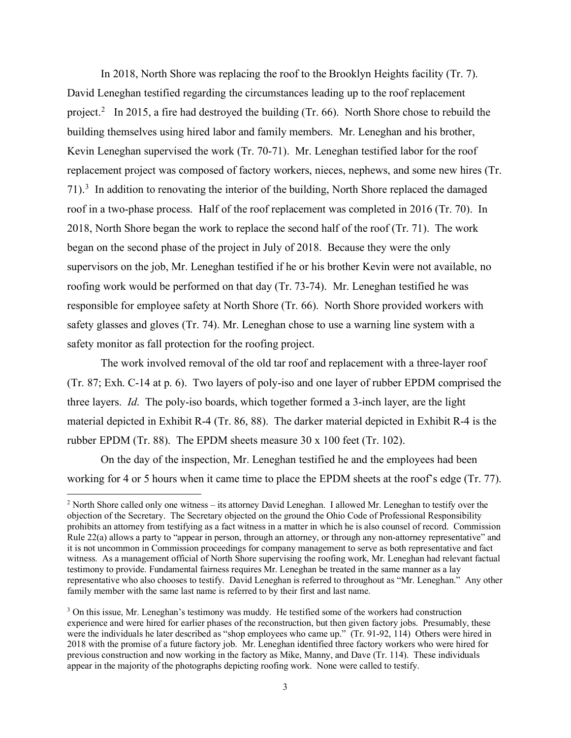In 2018, North Shore was replacing the roof to the Brooklyn Heights facility (Tr. 7). David Leneghan testified regarding the circumstances leading up to the roof replacement project.[2] In 2015, a fire had destroyed the building (Tr. 66). North Shore chose to rebuild the building themselves using hired labor and family members. Mr. Leneghan and his brother, Kevin Leneghan supervised the work (Tr. 70-71). Mr. Leneghan testified labor for the roof replacement project was composed of factory workers, nieces, nephews, and some new hires (Tr. 71).[3] In addition to renovating the interior of the building, North Shore replaced the damaged roof in a two-phase process. Half of the roof replacement was completed in 2016 (Tr. 70). In 2018, North Shore began the work to replace the second half of the roof (Tr. 71). The work began on the second phase of the project in July of 2018. Because they were the only supervisors on the job, Mr. Leneghan testified if he or his brother Kevin were not available, no roofing work would be performed on that day (Tr. 73-74). Mr. Leneghan testified he was responsible for employee safety at North Shore (Tr. 66). North Shore provided workers with safety glasses and gloves (Tr. 74). Mr. Leneghan chose to use a warning line system with a safety monitor as fall protection for the roofing project.

The work involved removal of the old tar roof and replacement with a three-layer roof (Tr. 87; Exh. C-14 at p. 6). Two layers of poly-iso and one layer of rubber EPDM comprised the three layers. *Id*. The poly-iso boards, which together formed a 3-inch layer, are the light material depicted in Exhibit R-4 (Tr. 86, 88). The darker material depicted in Exhibit R-4 is the rubber EPDM (Tr. 88). The EPDM sheets measure 30 x 100 feet (Tr. 102).

On the day of the inspection, Mr. Leneghan testified he and the employees had been working for 4 or 5 hours when it came time to place the EPDM sheets at the roof's edge (Tr. 77).

---

[2] North Shore called only one witness – its attorney David Leneghan. I allowed Mr. Leneghan to testify over the objection of the Secretary. The Secretary objected on the ground the Ohio Code of Professional Responsibility prohibits an attorney from testifying as a fact witness in a matter in which he is also counsel of record. Commission Rule 22(a) allows a party to "appear in person, through an attorney, or through any non-attorney representative" and it is not uncommon in Commission proceedings for company management to serve as both representative and fact witness. As a management official of North Shore supervising the roofing work, Mr. Leneghan had relevant factual testimony to provide. Fundamental fairness requires Mr. Leneghan be treated in the same manner as a lay representative who also chooses to testify. David Leneghan is referred to throughout as "Mr. Leneghan." Any other family member with the same last name is referred to by their first and last name.

[3] On this issue, Mr. Leneghan's testimony was muddy. He testified some of the workers had construction experience and were hired for earlier phases of the reconstruction, but then given factory jobs. Presumably, these were the individuals he later described as "shop employees who came up." (Tr. 91-92, 114) Others were hired in 2018 with the promise of a future factory job. Mr. Leneghan identified three factory workers who were hired for previous construction and now working in the factory as Mike, Manny, and Dave (Tr. 114). These individuals appear in the majority of the photographs depicting roofing work. None were called to testify.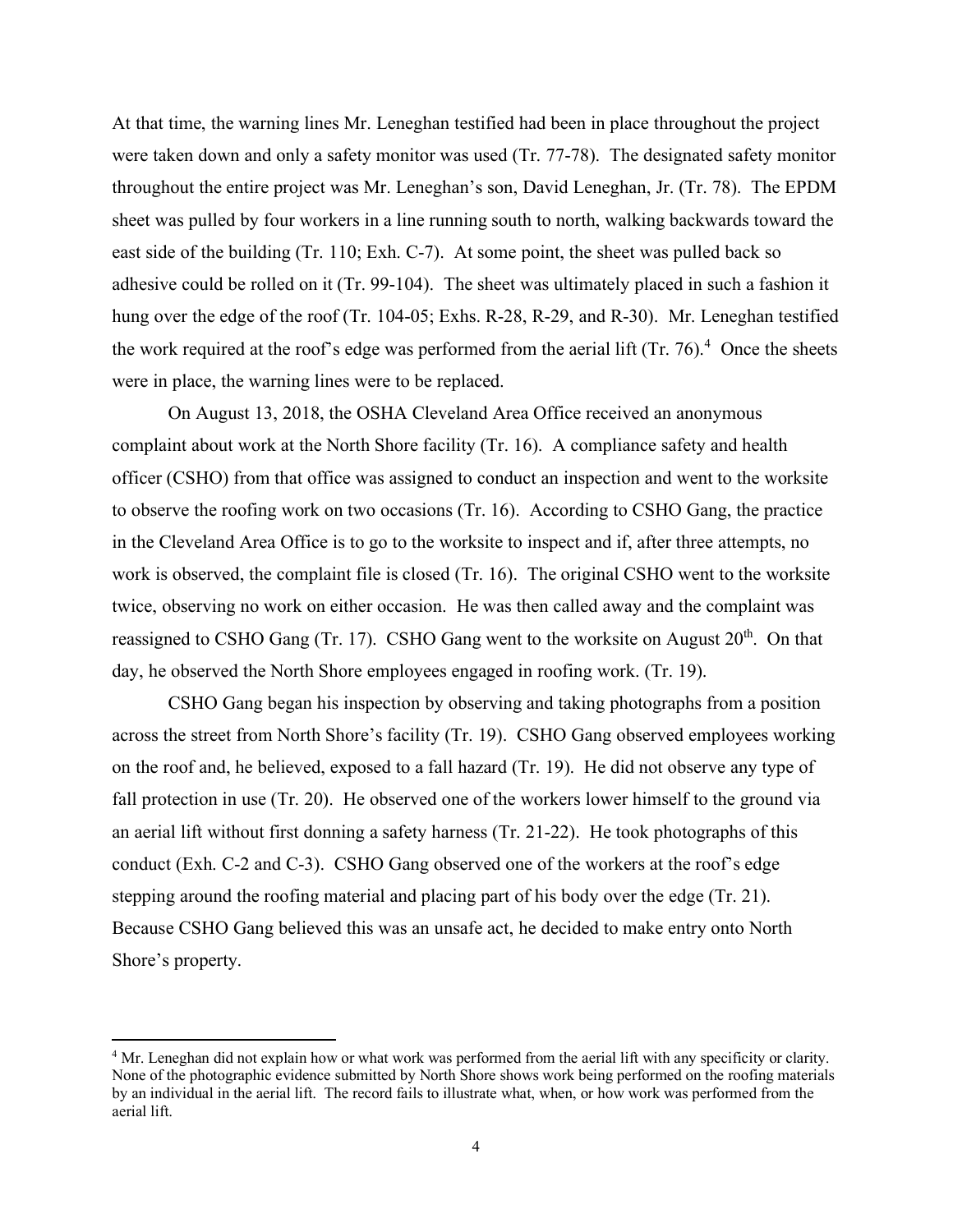At that time, the warning lines Mr. Leneghan testified had been in place throughout the project were taken down and only a safety monitor was used (Tr. 77-78). The designated safety monitor throughout the entire project was Mr. Leneghan's son, David Leneghan, Jr. (Tr. 78). The EPDM sheet was pulled by four workers in a line running south to north, walking backwards toward the east side of the building (Tr. 110; Exh. C-7). At some point, the sheet was pulled back so adhesive could be rolled on it (Tr. 99-104). The sheet was ultimately placed in such a fashion it hung over the edge of the roof (Tr. 104-05; Exhs. R-28, R-29, and R-30). Mr. Leneghan testified the work required at the roof's edge was performed from the aerial lift (Tr. 76).[4] Once the sheets were in place, the warning lines were to be replaced.

On August 13, 2018, the OSHA Cleveland Area Office received an anonymous complaint about work at the North Shore facility (Tr. 16). A compliance safety and health officer (CSHO) from that office was assigned to conduct an inspection and went to the worksite to observe the roofing work on two occasions (Tr. 16). According to CSHO Gang, the practice in the Cleveland Area Office is to go to the worksite to inspect and if, after three attempts, no work is observed, the complaint file is closed (Tr. 16). The original CSHO went to the worksite twice, observing no work on either occasion. He was then called away and the complaint was reassigned to CSHO Gang (Tr. 17). CSHO Gang went to the worksite on August 20th. On that day, he observed the North Shore employees engaged in roofing work. (Tr. 19).

CSHO Gang began his inspection by observing and taking photographs from a position across the street from North Shore's facility (Tr. 19). CSHO Gang observed employees working on the roof and, he believed, exposed to a fall hazard (Tr. 19). He did not observe any type of fall protection in use (Tr. 20). He observed one of the workers lower himself to the ground via an aerial lift without first donning a safety harness (Tr. 21-22). He took photographs of this conduct (Exh. C-2 and C-3). CSHO Gang observed one of the workers at the roof's edge stepping around the roofing material and placing part of his body over the edge (Tr. 21). Because CSHO Gang believed this was an unsafe act, he decided to make entry onto North Shore's property.

---

[4] Mr. Leneghan did not explain how or what work was performed from the aerial lift with any specificity or clarity. None of the photographic evidence submitted by North Shore shows work being performed on the roofing materials by an individual in the aerial lift. The record fails to illustrate what, when, or how work was performed from the aerial lift.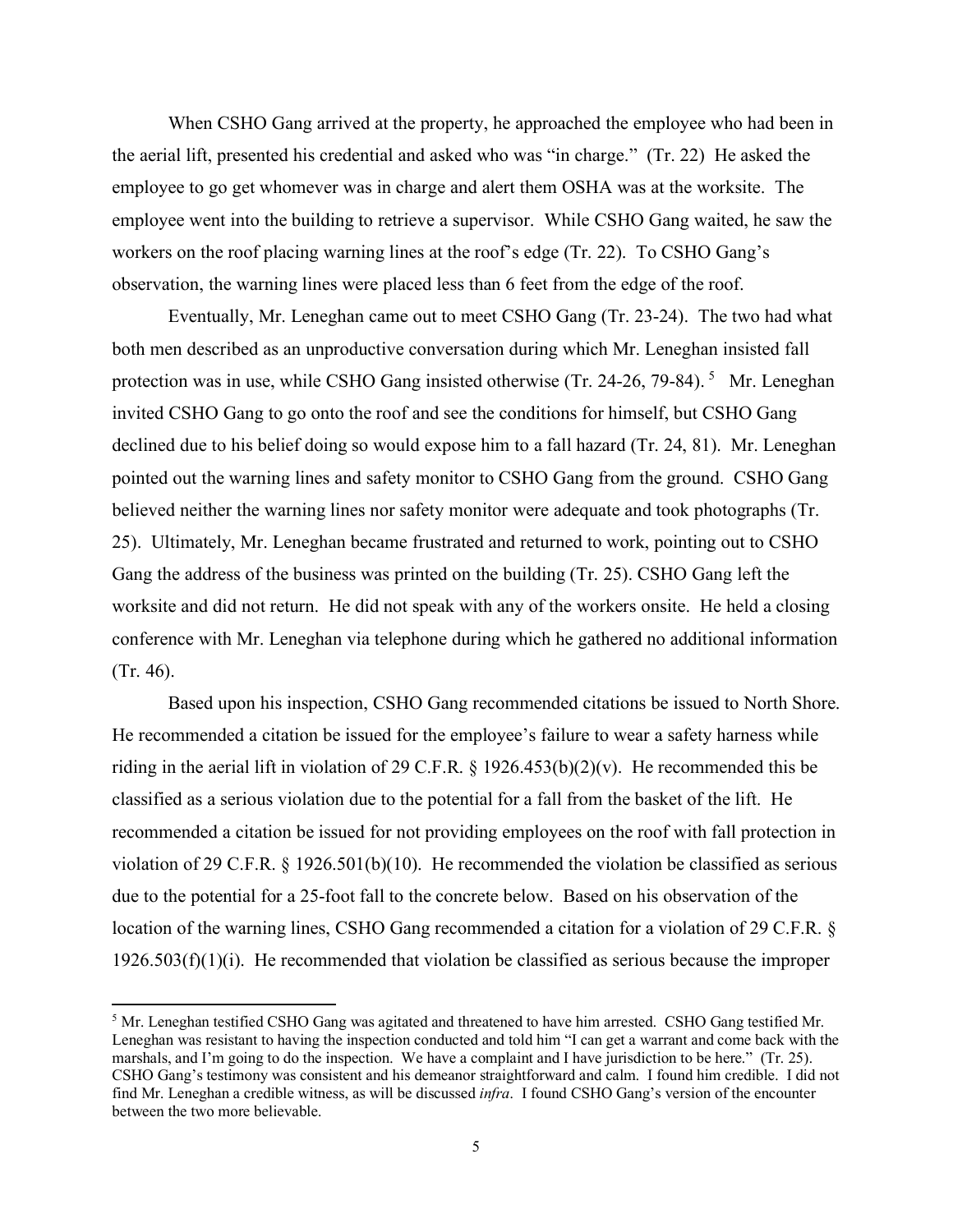When CSHO Gang arrived at the property, he approached the employee who had been in the aerial lift, presented his credential and asked who was "in charge." (Tr. 22) He asked the employee to go get whomever was in charge and alert them OSHA was at the worksite. The employee went into the building to retrieve a supervisor. While CSHO Gang waited, he saw the workers on the roof placing warning lines at the roof's edge (Tr. 22). To CSHO Gang's observation, the warning lines were placed less than 6 feet from the edge of the roof.

Eventually, Mr. Leneghan came out to meet CSHO Gang (Tr. 23-24). The two had what both men described as an unproductive conversation during which Mr. Leneghan insisted fall protection was in use, while CSHO Gang insisted otherwise (Tr. 24-26, 79-84).[5] Mr. Leneghan invited CSHO Gang to go onto the roof and see the conditions for himself, but CSHO Gang declined due to his belief doing so would expose him to a fall hazard (Tr. 24, 81). Mr. Leneghan pointed out the warning lines and safety monitor to CSHO Gang from the ground. CSHO Gang believed neither the warning lines nor safety monitor were adequate and took photographs (Tr. 25). Ultimately, Mr. Leneghan became frustrated and returned to work, pointing out to CSHO Gang the address of the business was printed on the building (Tr. 25). CSHO Gang left the worksite and did not return. He did not speak with any of the workers onsite. He held a closing conference with Mr. Leneghan via telephone during which he gathered no additional information (Tr. 46).

Based upon his inspection, CSHO Gang recommended citations be issued to North Shore. He recommended a citation be issued for the employee's failure to wear a safety harness while riding in the aerial lift in violation of 29 C.F.R. § 1926.453(b)(2)(v). He recommended this be classified as a serious violation due to the potential for a fall from the basket of the lift. He recommended a citation be issued for not providing employees on the roof with fall protection in violation of 29 C.F.R. § 1926.501(b)(10). He recommended the violation be classified as serious due to the potential for a 25-foot fall to the concrete below. Based on his observation of the location of the warning lines, CSHO Gang recommended a citation for a violation of 29 C.F.R. § 1926.503(f)(1)(i). He recommended that violation be classified as serious because the improper

[5] Mr. Leneghan testified CSHO Gang was agitated and threatened to have him arrested. CSHO Gang testified Mr. Leneghan was resistant to having the inspection conducted and told him "I can get a warrant and come back with the marshals, and I'm going to do the inspection. We have a complaint and I have jurisdiction to be here." (Tr. 25). CSHO Gang's testimony was consistent and his demeanor straightforward and calm. I found him credible. I did not find Mr. Leneghan a credible witness, as will be discussed *infra*. I found CSHO Gang's version of the encounter between the two more believable.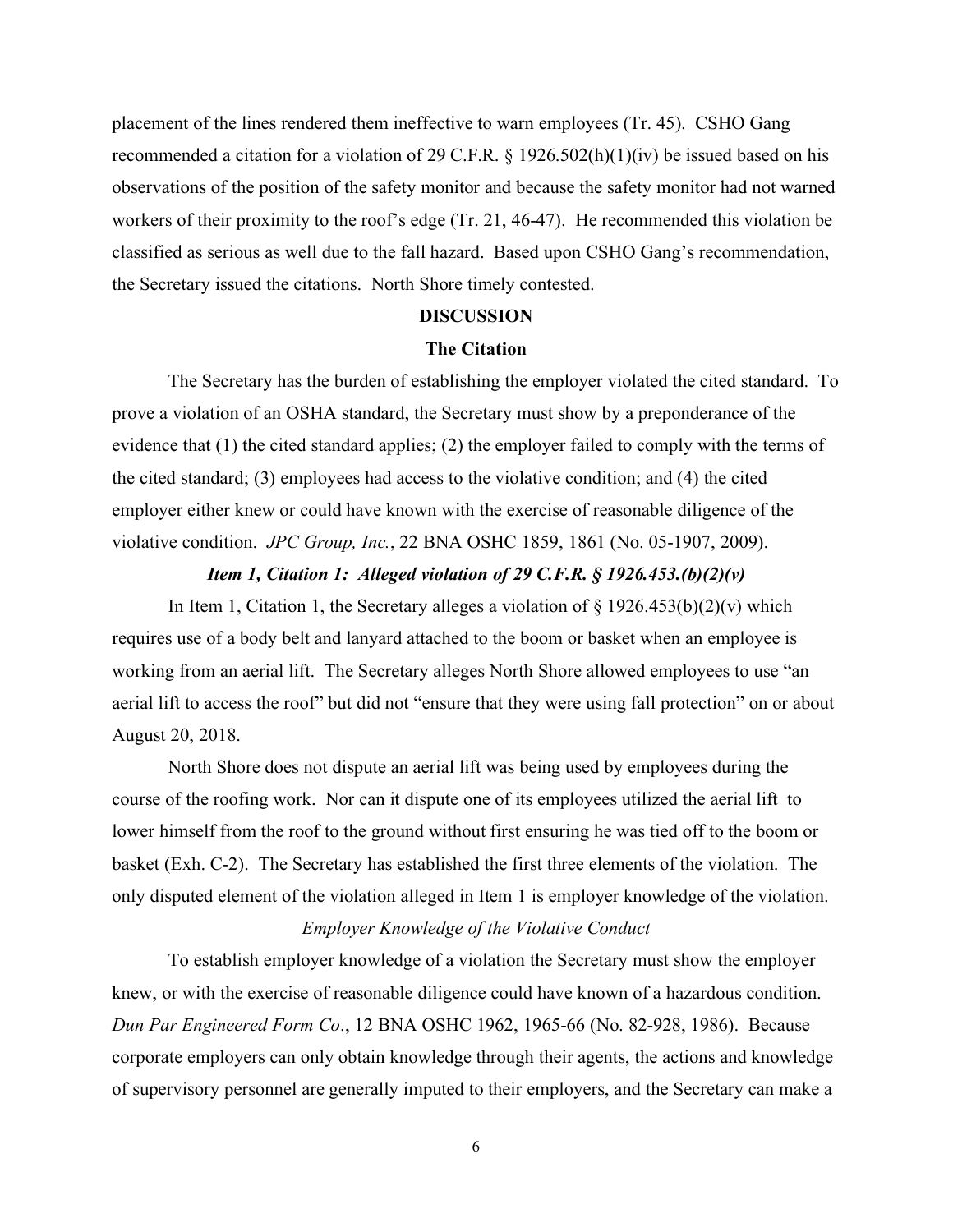placement of the lines rendered them ineffective to warn employees (Tr. 45). CSHO Gang recommended a citation for a violation of 29 C.F.R. § 1926.502(h)(1)(iv) be issued based on his observations of the position of the safety monitor and because the safety monitor had not warned workers of their proximity to the roof's edge (Tr. 21, 46-47). He recommended this violation be classified as serious as well due to the fall hazard. Based upon CSHO Gang's recommendation, the Secretary issued the citations. North Shore timely contested.

## DISCUSSION

### The Citation

The Secretary has the burden of establishing the employer violated the cited standard. To prove a violation of an OSHA standard, the Secretary must show by a preponderance of the evidence that (1) the cited standard applies; (2) the employer failed to comply with the terms of the cited standard; (3) employees had access to the violative condition; and (4) the cited employer either knew or could have known with the exercise of reasonable diligence of the violative condition. *JPC Group, Inc.*, 22 BNA OSHC 1859, 1861 (No. 05-1907, 2009).

#### *Item 1, Citation 1: Alleged violation of 29 C.F.R. § 1926.453.(b)(2)(v)*

In Item 1, Citation 1, the Secretary alleges a violation of § 1926.453(b)(2)(v) which requires use of a body belt and lanyard attached to the boom or basket when an employee is working from an aerial lift. The Secretary alleges North Shore allowed employees to use "an aerial lift to access the roof" but did not "ensure that they were using fall protection" on or about August 20, 2018.

North Shore does not dispute an aerial lift was being used by employees during the course of the roofing work. Nor can it dispute one of its employees utilized the aerial lift to lower himself from the roof to the ground without first ensuring he was tied off to the boom or basket (Exh. C-2). The Secretary has established the first three elements of the violation. The only disputed element of the violation alleged in Item 1 is employer knowledge of the violation.

*Employer Knowledge of the Violative Conduct*

To establish employer knowledge of a violation the Secretary must show the employer knew, or with the exercise of reasonable diligence could have known of a hazardous condition. *Dun Par Engineered Form Co*., 12 BNA OSHC 1962, 1965-66 (No. 82-928, 1986). Because corporate employers can only obtain knowledge through their agents, the actions and knowledge of supervisory personnel are generally imputed to their employers, and the Secretary can make a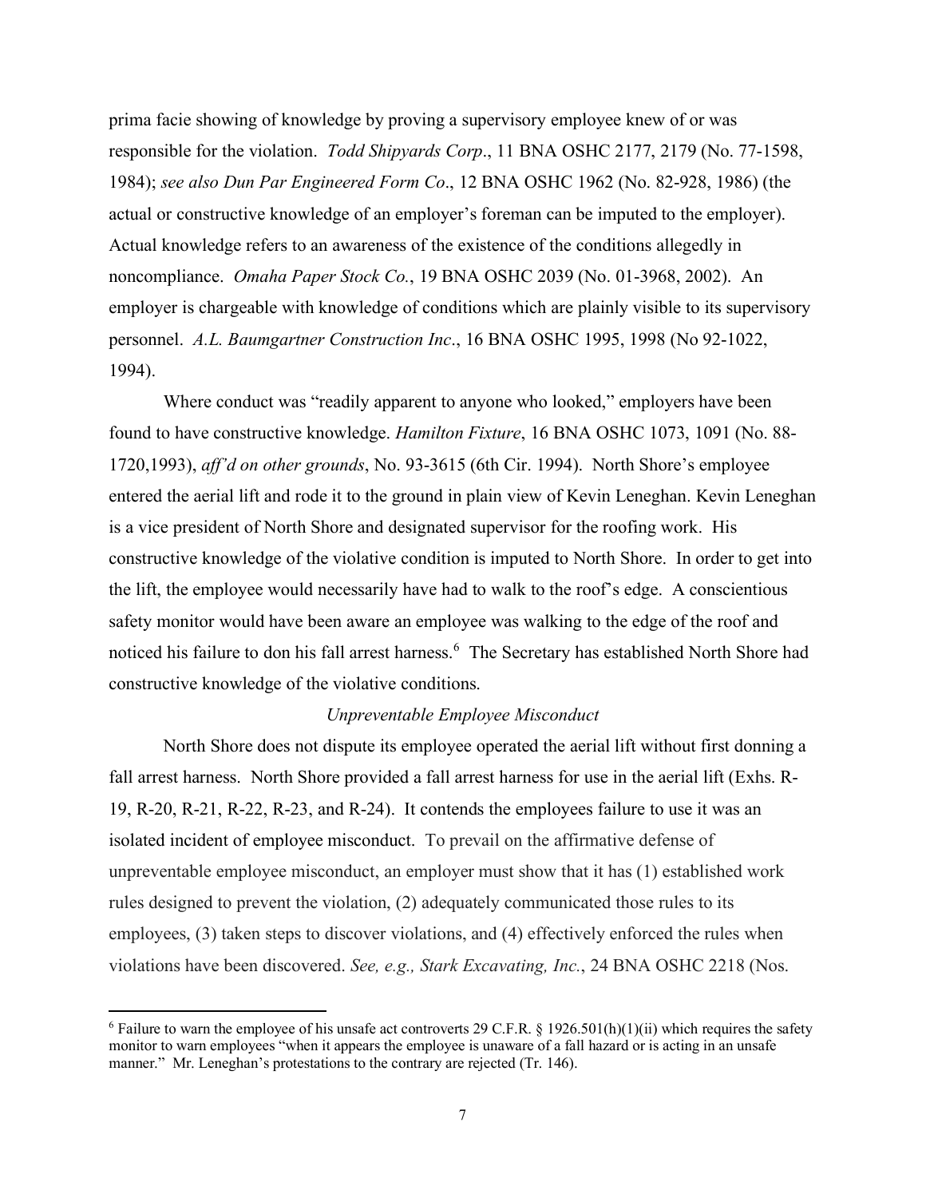prima facie showing of knowledge by proving a supervisory employee knew of or was responsible for the violation. *Todd Shipyards Corp*., 11 BNA OSHC 2177, 2179 (No. 77-1598, 1984); *see also Dun Par Engineered Form Co*., 12 BNA OSHC 1962 (No. 82-928, 1986) (the actual or constructive knowledge of an employer's foreman can be imputed to the employer). Actual knowledge refers to an awareness of the existence of the conditions allegedly in noncompliance. *Omaha Paper Stock Co.*, 19 BNA OSHC 2039 (No. 01-3968, 2002). An employer is chargeable with knowledge of conditions which are plainly visible to its supervisory personnel. *A.L. Baumgartner Construction Inc*., 16 BNA OSHC 1995, 1998 (No 92-1022, 1994).

Where conduct was "readily apparent to anyone who looked," employers have been found to have constructive knowledge. *Hamilton Fixture*, 16 BNA OSHC 1073, 1091 (No. 88-1720,1993), *aff'd on other grounds*, No. 93-3615 (6th Cir. 1994). North Shore's employee entered the aerial lift and rode it to the ground in plain view of Kevin Leneghan. Kevin Leneghan is a vice president of North Shore and designated supervisor for the roofing work. His constructive knowledge of the violative condition is imputed to North Shore. In order to get into the lift, the employee would necessarily have had to walk to the roof's edge. A conscientious safety monitor would have been aware an employee was walking to the edge of the roof and noticed his failure to don his fall arrest harness.[6] The Secretary has established North Shore had constructive knowledge of the violative conditions.

*Unpreventable Employee Misconduct*

North Shore does not dispute its employee operated the aerial lift without first donning a fall arrest harness. North Shore provided a fall arrest harness for use in the aerial lift (Exhs. R-19, R-20, R-21, R-22, R-23, and R-24). It contends the employees failure to use it was an isolated incident of employee misconduct. To prevail on the affirmative defense of unpreventable employee misconduct, an employer must show that it has (1) established work rules designed to prevent the violation, (2) adequately communicated those rules to its employees, (3) taken steps to discover violations, and (4) effectively enforced the rules when violations have been discovered. *See, e.g., Stark Excavating, Inc.*, 24 BNA OSHC 2218 (Nos.

---

[6] Failure to warn the employee of his unsafe act controverts 29 C.F.R. § 1926.501(h)(1)(ii) which requires the safety monitor to warn employees "when it appears the employee is unaware of a fall hazard or is acting in an unsafe manner." Mr. Leneghan's protestations to the contrary are rejected (Tr. 146).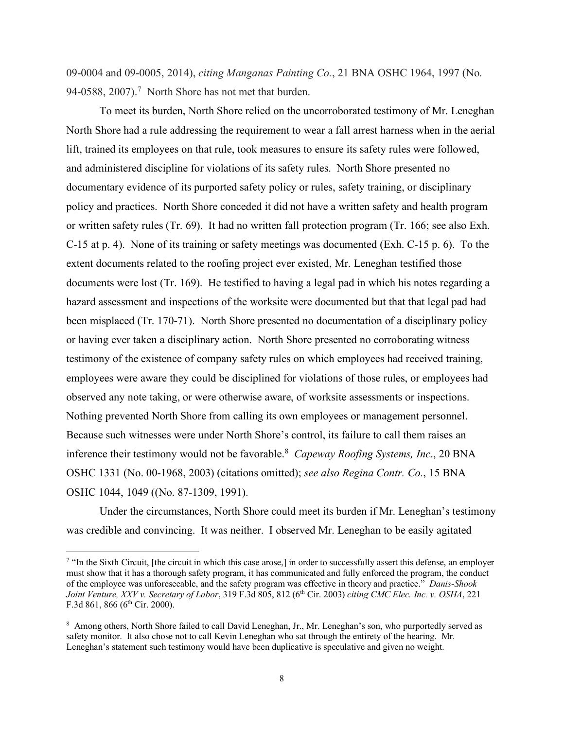09-0004 and 09-0005, 2014), *citing Manganas Painting Co.*, 21 BNA OSHC 1964, 1997 (No. 94-0588, 2007).[7] North Shore has not met that burden.

To meet its burden, North Shore relied on the uncorroborated testimony of Mr. Leneghan North Shore had a rule addressing the requirement to wear a fall arrest harness when in the aerial lift, trained its employees on that rule, took measures to ensure its safety rules were followed, and administered discipline for violations of its safety rules. North Shore presented no documentary evidence of its purported safety policy or rules, safety training, or disciplinary policy and practices. North Shore conceded it did not have a written safety and health program or written safety rules (Tr. 69). It had no written fall protection program (Tr. 166; see also Exh. C-15 at p. 4). None of its training or safety meetings was documented (Exh. C-15 p. 6). To the extent documents related to the roofing project ever existed, Mr. Leneghan testified those documents were lost (Tr. 169). He testified to having a legal pad in which his notes regarding a hazard assessment and inspections of the worksite were documented but that that legal pad had been misplaced (Tr. 170-71). North Shore presented no documentation of a disciplinary policy or having ever taken a disciplinary action. North Shore presented no corroborating witness testimony of the existence of company safety rules on which employees had received training, employees were aware they could be disciplined for violations of those rules, or employees had observed any note taking, or were otherwise aware, of worksite assessments or inspections. Nothing prevented North Shore from calling its own employees or management personnel. Because such witnesses were under North Shore's control, its failure to call them raises an inference their testimony would not be favorable.[8] *Capeway Roofing Systems, Inc*., 20 BNA OSHC 1331 (No. 00-1968, 2003) (citations omitted); *see also Regina Contr. Co.*, 15 BNA OSHC 1044, 1049 ((No. 87-1309, 1991).

Under the circumstances, North Shore could meet its burden if Mr. Leneghan's testimony was credible and convincing. It was neither. I observed Mr. Leneghan to be easily agitated

---

[7] "In the Sixth Circuit, [the circuit in which this case arose,] in order to successfully assert this defense, an employer must show that it has a thorough safety program, it has communicated and fully enforced the program, the conduct of the employee was unforeseeable, and the safety program was effective in theory and practice." *Danis-Shook Joint Venture, XXV v. Secretary of Labor*, 319 F.3d 805, 812 (6th Cir. 2003) *citing CMC Elec. Inc. v. OSHA*, 221 F.3d 861, 866 (6th Cir. 2000).

[8] Among others, North Shore failed to call David Leneghan, Jr., Mr. Leneghan's son, who purportedly served as safety monitor. It also chose not to call Kevin Leneghan who sat through the entirety of the hearing. Mr. Leneghan's statement such testimony would have been duplicative is speculative and given no weight.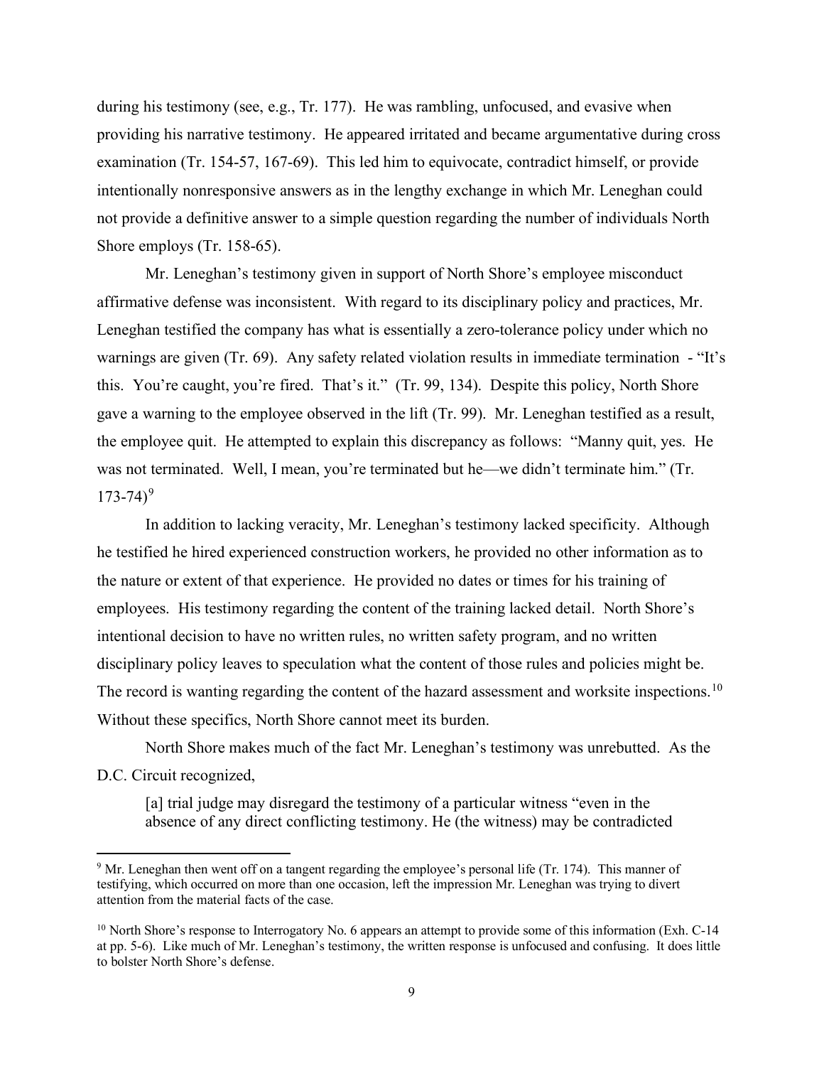during his testimony (see, e.g., Tr. 177). He was rambling, unfocused, and evasive when providing his narrative testimony. He appeared irritated and became argumentative during cross examination (Tr. 154-57, 167-69). This led him to equivocate, contradict himself, or provide intentionally nonresponsive answers as in the lengthy exchange in which Mr. Leneghan could not provide a definitive answer to a simple question regarding the number of individuals North Shore employs (Tr. 158-65).

Mr. Leneghan's testimony given in support of North Shore's employee misconduct affirmative defense was inconsistent. With regard to its disciplinary policy and practices, Mr. Leneghan testified the company has what is essentially a zero-tolerance policy under which no warnings are given (Tr. 69). Any safety related violation results in immediate termination - "It's this. You're caught, you're fired. That's it." (Tr. 99, 134). Despite this policy, North Shore gave a warning to the employee observed in the lift (Tr. 99). Mr. Leneghan testified as a result, the employee quit. He attempted to explain this discrepancy as follows: "Manny quit, yes. He was not terminated. Well, I mean, you're terminated but he—we didn't terminate him." (Tr. 173-74)[9]

In addition to lacking veracity, Mr. Leneghan's testimony lacked specificity. Although he testified he hired experienced construction workers, he provided no other information as to the nature or extent of that experience. He provided no dates or times for his training of employees. His testimony regarding the content of the training lacked detail. North Shore's intentional decision to have no written rules, no written safety program, and no written disciplinary policy leaves to speculation what the content of those rules and policies might be. The record is wanting regarding the content of the hazard assessment and worksite inspections.[10] Without these specifics, North Shore cannot meet its burden.

North Shore makes much of the fact Mr. Leneghan's testimony was unrebutted. As the D.C. Circuit recognized,

> [a] trial judge may disregard the testimony of a particular witness "even in the absence of any direct conflicting testimony. He (the witness) may be contradicted

---

[9] Mr. Leneghan then went off on a tangent regarding the employee's personal life (Tr. 174). This manner of testifying, which occurred on more than one occasion, left the impression Mr. Leneghan was trying to divert attention from the material facts of the case.

[10] North Shore's response to Interrogatory No. 6 appears an attempt to provide some of this information (Exh. C-14 at pp. 5-6). Like much of Mr. Leneghan's testimony, the written response is unfocused and confusing. It does little to bolster North Shore's defense.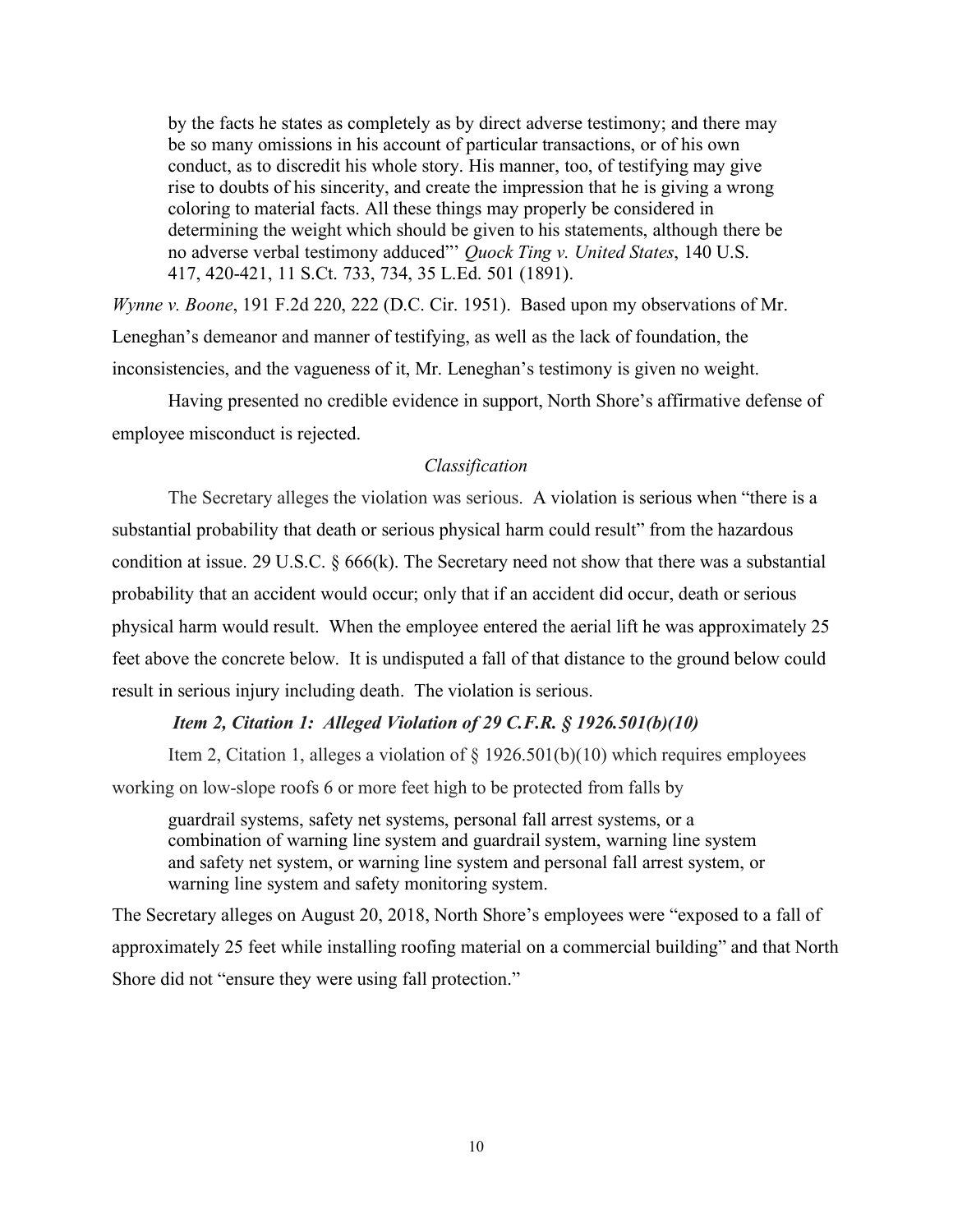> by the facts he states as completely as by direct adverse testimony; and there may be so many omissions in his account of particular transactions, or of his own conduct, as to discredit his whole story. His manner, too, of testifying may give rise to doubts of his sincerity, and create the impression that he is giving a wrong coloring to material facts. All these things may properly be considered in determining the weight which should be given to his statements, although there be no adverse verbal testimony adduced"' *Quock Ting v. United States*, 140 U.S. 417, 420-421, 11 S.Ct. 733, 734, 35 L.Ed. 501 (1891).

*Wynne v. Boone*, 191 F.2d 220, 222 (D.C. Cir. 1951). Based upon my observations of Mr. Leneghan's demeanor and manner of testifying, as well as the lack of foundation, the inconsistencies, and the vagueness of it, Mr. Leneghan's testimony is given no weight.

Having presented no credible evidence in support, North Shore's affirmative defense of employee misconduct is rejected.

*Classification*

The Secretary alleges the violation was serious. A violation is serious when "there is a substantial probability that death or serious physical harm could result" from the hazardous condition at issue. 29 U.S.C. § 666(k). The Secretary need not show that there was a substantial probability that an accident would occur; only that if an accident did occur, death or serious physical harm would result. When the employee entered the aerial lift he was approximately 25 feet above the concrete below. It is undisputed a fall of that distance to the ground below could result in serious injury including death. The violation is serious.

***Item 2, Citation 1: Alleged Violation of 29 C.F.R. § 1926.501(b)(10)***

Item 2, Citation 1, alleges a violation of § 1926.501(b)(10) which requires employees working on low-slope roofs 6 or more feet high to be protected from falls by

> guardrail systems, safety net systems, personal fall arrest systems, or a combination of warning line system and guardrail system, warning line system and safety net system, or warning line system and personal fall arrest system, or warning line system and safety monitoring system.

The Secretary alleges on August 20, 2018, North Shore's employees were "exposed to a fall of approximately 25 feet while installing roofing material on a commercial building" and that North Shore did not "ensure they were using fall protection."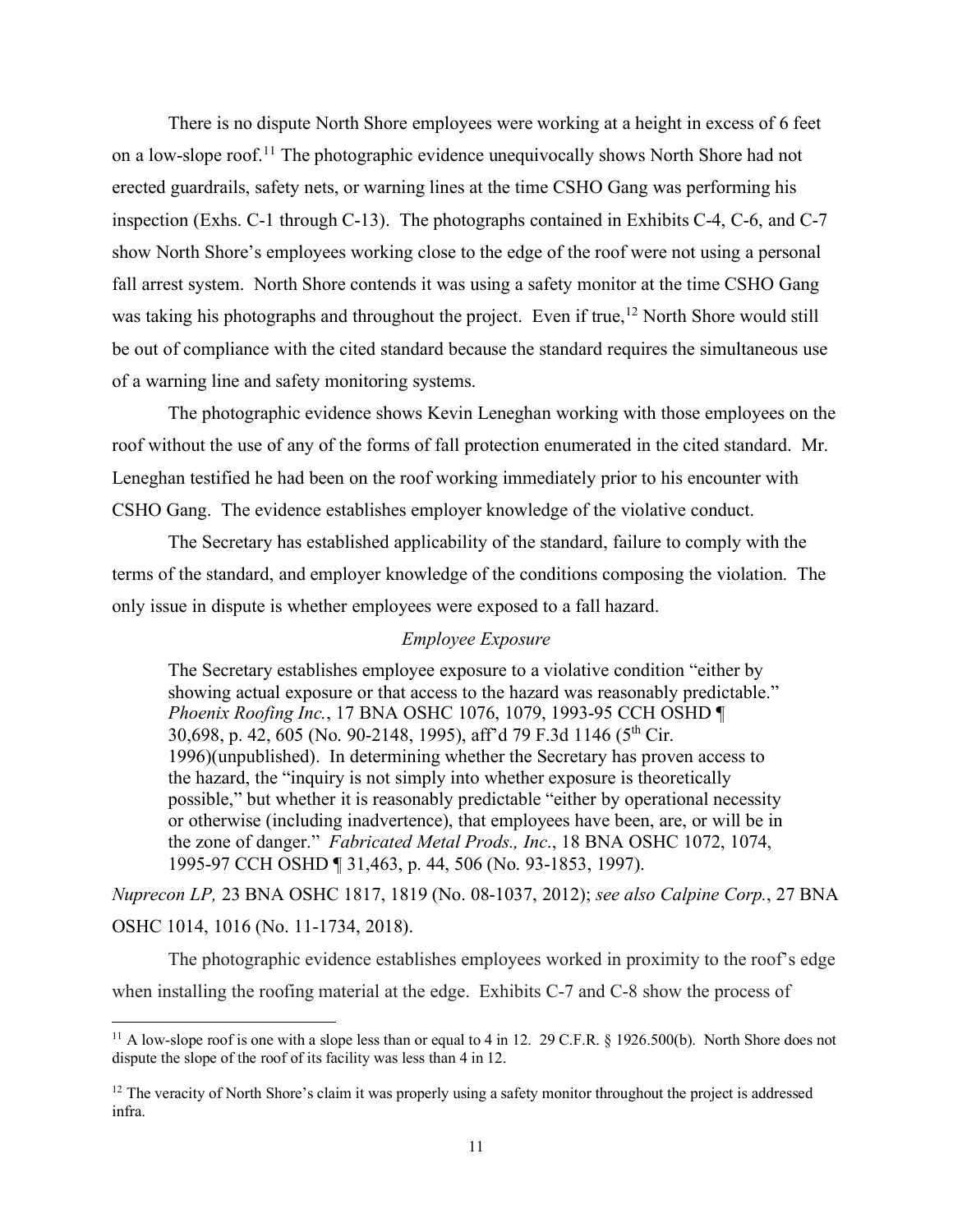There is no dispute North Shore employees were working at a height in excess of 6 feet on a low-slope roof.[11] The photographic evidence unequivocally shows North Shore had not erected guardrails, safety nets, or warning lines at the time CSHO Gang was performing his inspection (Exhs. C-1 through C-13). The photographs contained in Exhibits C-4, C-6, and C-7 show North Shore's employees working close to the edge of the roof were not using a personal fall arrest system. North Shore contends it was using a safety monitor at the time CSHO Gang was taking his photographs and throughout the project. Even if true,[12] North Shore would still be out of compliance with the cited standard because the standard requires the simultaneous use of a warning line and safety monitoring systems.

The photographic evidence shows Kevin Leneghan working with those employees on the roof without the use of any of the forms of fall protection enumerated in the cited standard. Mr. Leneghan testified he had been on the roof working immediately prior to his encounter with CSHO Gang. The evidence establishes employer knowledge of the violative conduct.

The Secretary has established applicability of the standard, failure to comply with the terms of the standard, and employer knowledge of the conditions composing the violation. The only issue in dispute is whether employees were exposed to a fall hazard.

*Employee Exposure*

> The Secretary establishes employee exposure to a violative condition "either by showing actual exposure or that access to the hazard was reasonably predictable." *Phoenix Roofing Inc.*, 17 BNA OSHC 1076, 1079, 1993-95 CCH OSHD ¶ 30,698, p. 42, 605 (No. 90-2148, 1995), aff'd 79 F.3d 1146 (5th Cir. 1996)(unpublished). In determining whether the Secretary has proven access to the hazard, the "inquiry is not simply into whether exposure is theoretically possible," but whether it is reasonably predictable "either by operational necessity or otherwise (including inadvertence), that employees have been, are, or will be in the zone of danger." *Fabricated Metal Prods., Inc.*, 18 BNA OSHC 1072, 1074, 1995-97 CCH OSHD ¶ 31,463, p. 44, 506 (No. 93-1853, 1997).

*Nuprecon LP,* 23 BNA OSHC 1817, 1819 (No. 08-1037, 2012); *see also Calpine Corp.*, 27 BNA OSHC 1014, 1016 (No. 11-1734, 2018).

The photographic evidence establishes employees worked in proximity to the roof's edge when installing the roofing material at the edge. Exhibits C-7 and C-8 show the process of

---

[11] A low-slope roof is one with a slope less than or equal to 4 in 12. 29 C.F.R. § 1926.500(b). North Shore does not dispute the slope of the roof of its facility was less than 4 in 12.

[12] The veracity of North Shore's claim it was properly using a safety monitor throughout the project is addressed infra.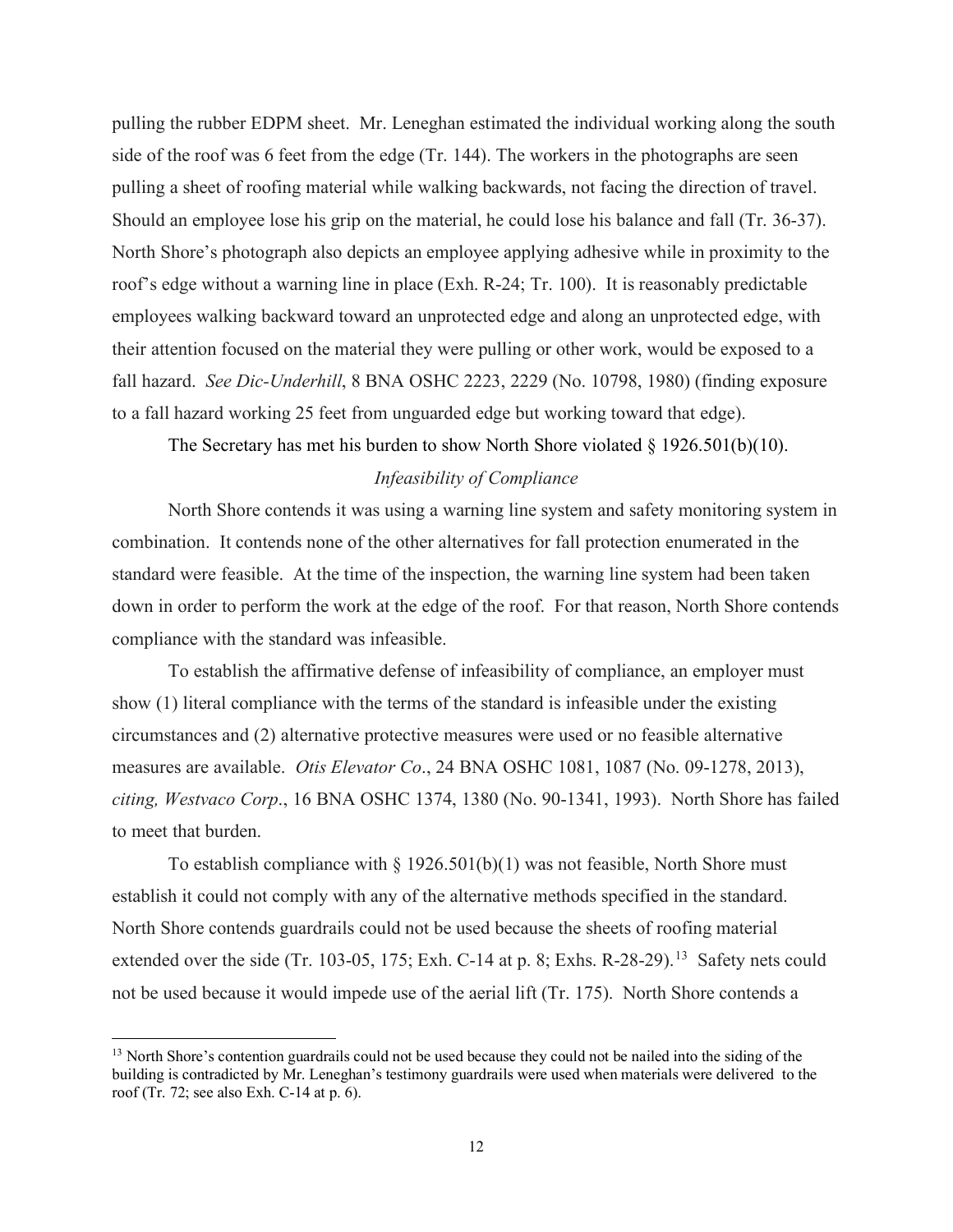pulling the rubber EDPM sheet. Mr. Leneghan estimated the individual working along the south side of the roof was 6 feet from the edge (Tr. 144). The workers in the photographs are seen pulling a sheet of roofing material while walking backwards, not facing the direction of travel. Should an employee lose his grip on the material, he could lose his balance and fall (Tr. 36-37). North Shore's photograph also depicts an employee applying adhesive while in proximity to the roof's edge without a warning line in place (Exh. R-24; Tr. 100). It is reasonably predictable employees walking backward toward an unprotected edge and along an unprotected edge, with their attention focused on the material they were pulling or other work, would be exposed to a fall hazard. *See Dic-Underhill*, 8 BNA OSHC 2223, 2229 (No. 10798, 1980) (finding exposure to a fall hazard working 25 feet from unguarded edge but working toward that edge).

The Secretary has met his burden to show North Shore violated § 1926.501(b)(10).

*Infeasibility of Compliance*

North Shore contends it was using a warning line system and safety monitoring system in combination. It contends none of the other alternatives for fall protection enumerated in the standard were feasible. At the time of the inspection, the warning line system had been taken down in order to perform the work at the edge of the roof. For that reason, North Shore contends compliance with the standard was infeasible.

To establish the affirmative defense of infeasibility of compliance, an employer must show (1) literal compliance with the terms of the standard is infeasible under the existing circumstances and (2) alternative protective measures were used or no feasible alternative measures are available. *Otis Elevator Co*., 24 BNA OSHC 1081, 1087 (No. 09-1278, 2013), *citing, Westvaco Corp*., 16 BNA OSHC 1374, 1380 (No. 90-1341, 1993). North Shore has failed to meet that burden.

To establish compliance with § 1926.501(b)(1) was not feasible, North Shore must establish it could not comply with any of the alternative methods specified in the standard. North Shore contends guardrails could not be used because the sheets of roofing material extended over the side (Tr. 103-05, 175; Exh. C-14 at p. 8; Exhs. R-28-29).[13] Safety nets could not be used because it would impede use of the aerial lift (Tr. 175). North Shore contends a

[13] North Shore's contention guardrails could not be used because they could not be nailed into the siding of the building is contradicted by Mr. Leneghan's testimony guardrails were used when materials were delivered to the roof (Tr. 72; see also Exh. C-14 at p. 6).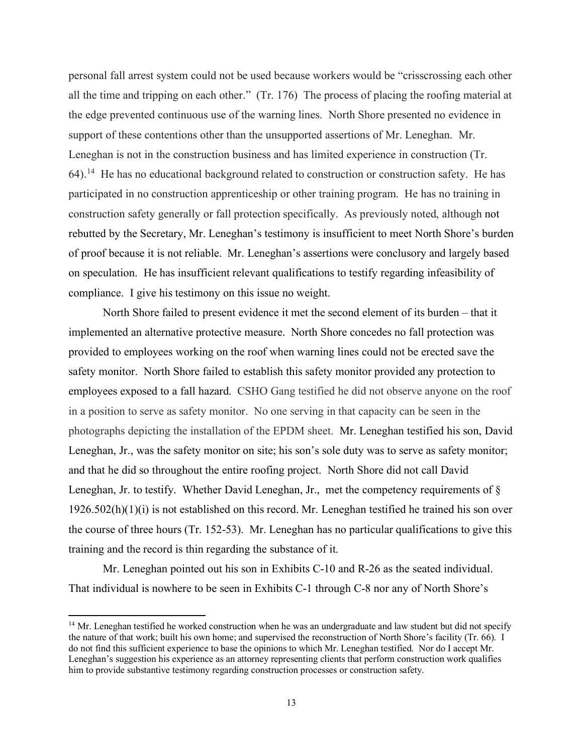personal fall arrest system could not be used because workers would be "crisscrossing each other all the time and tripping on each other." (Tr. 176) The process of placing the roofing material at the edge prevented continuous use of the warning lines. North Shore presented no evidence in support of these contentions other than the unsupported assertions of Mr. Leneghan. Mr. Leneghan is not in the construction business and has limited experience in construction (Tr. 64).[14] He has no educational background related to construction or construction safety. He has participated in no construction apprenticeship or other training program. He has no training in construction safety generally or fall protection specifically. As previously noted, although not rebutted by the Secretary, Mr. Leneghan's testimony is insufficient to meet North Shore's burden of proof because it is not reliable. Mr. Leneghan's assertions were conclusory and largely based on speculation. He has insufficient relevant qualifications to testify regarding infeasibility of compliance. I give his testimony on this issue no weight.

North Shore failed to present evidence it met the second element of its burden – that it implemented an alternative protective measure. North Shore concedes no fall protection was provided to employees working on the roof when warning lines could not be erected save the safety monitor. North Shore failed to establish this safety monitor provided any protection to employees exposed to a fall hazard. CSHO Gang testified he did not observe anyone on the roof in a position to serve as safety monitor. No one serving in that capacity can be seen in the photographs depicting the installation of the EPDM sheet. Mr. Leneghan testified his son, David Leneghan, Jr., was the safety monitor on site; his son's sole duty was to serve as safety monitor; and that he did so throughout the entire roofing project. North Shore did not call David Leneghan, Jr. to testify. Whether David Leneghan, Jr., met the competency requirements of § 1926.502(h)(1)(i) is not established on this record. Mr. Leneghan testified he trained his son over the course of three hours (Tr. 152-53). Mr. Leneghan has no particular qualifications to give this training and the record is thin regarding the substance of it.

Mr. Leneghan pointed out his son in Exhibits C-10 and R-26 as the seated individual. That individual is nowhere to be seen in Exhibits C-1 through C-8 nor any of North Shore's

---

[14] Mr. Leneghan testified he worked construction when he was an undergraduate and law student but did not specify the nature of that work; built his own home; and supervised the reconstruction of North Shore's facility (Tr. 66). I do not find this sufficient experience to base the opinions to which Mr. Leneghan testified. Nor do I accept Mr. Leneghan's suggestion his experience as an attorney representing clients that perform construction work qualifies him to provide substantive testimony regarding construction processes or construction safety.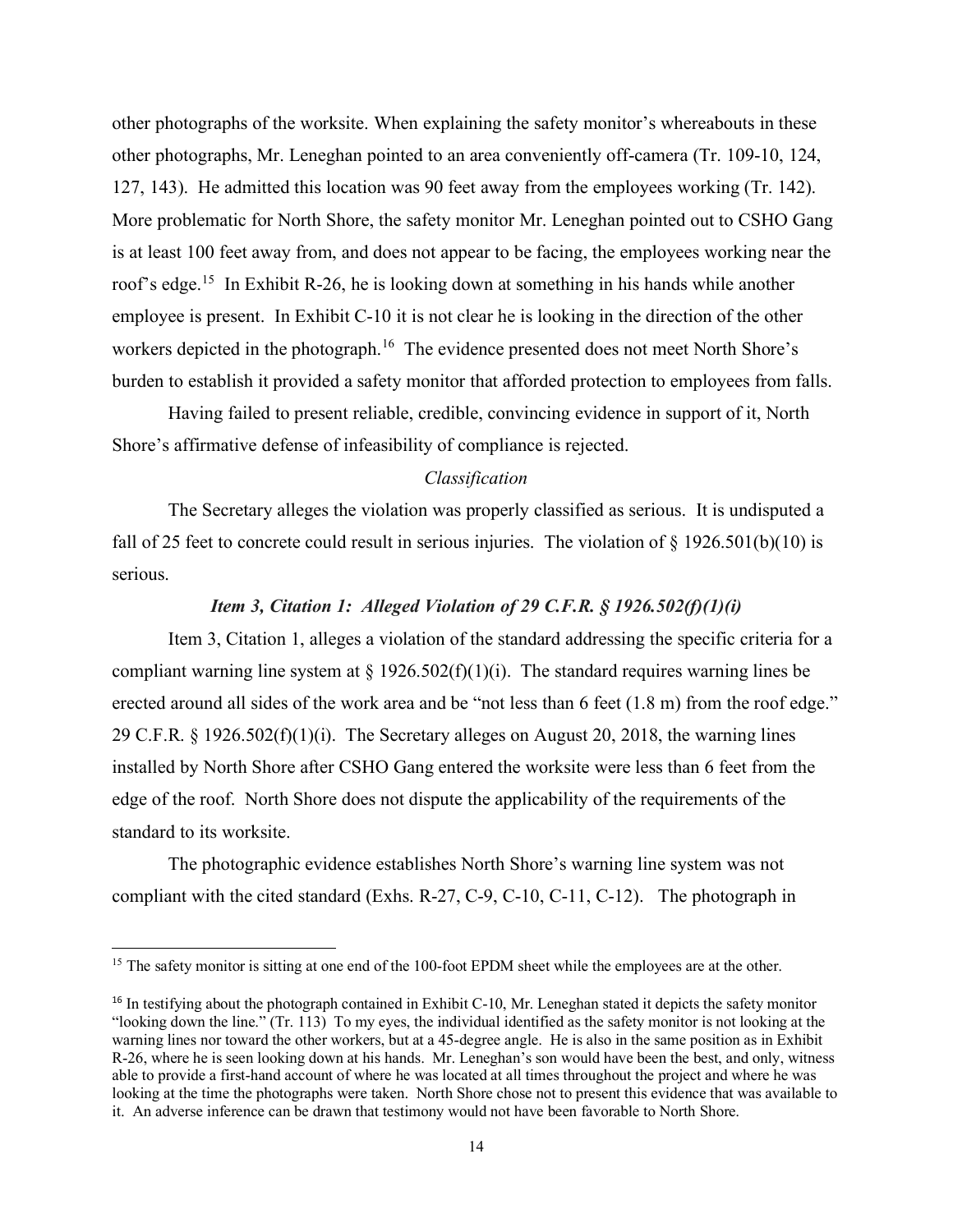other photographs of the worksite. When explaining the safety monitor's whereabouts in these other photographs, Mr. Leneghan pointed to an area conveniently off-camera (Tr. 109-10, 124, 127, 143). He admitted this location was 90 feet away from the employees working (Tr. 142). More problematic for North Shore, the safety monitor Mr. Leneghan pointed out to CSHO Gang is at least 100 feet away from, and does not appear to be facing, the employees working near the roof's edge.[15] In Exhibit R-26, he is looking down at something in his hands while another employee is present. In Exhibit C-10 it is not clear he is looking in the direction of the other workers depicted in the photograph.[16] The evidence presented does not meet North Shore's burden to establish it provided a safety monitor that afforded protection to employees from falls.

Having failed to present reliable, credible, convincing evidence in support of it, North Shore's affirmative defense of infeasibility of compliance is rejected.

*Classification*

The Secretary alleges the violation was properly classified as serious. It is undisputed a fall of 25 feet to concrete could result in serious injuries. The violation of § 1926.501(b)(10) is serious.

***Item 3, Citation 1: Alleged Violation of 29 C.F.R. § 1926.502(f)(1)(i)***

Item 3, Citation 1, alleges a violation of the standard addressing the specific criteria for a compliant warning line system at § 1926.502(f)(1)(i). The standard requires warning lines be erected around all sides of the work area and be "not less than 6 feet (1.8 m) from the roof edge." 29 C.F.R. § 1926.502(f)(1)(i). The Secretary alleges on August 20, 2018, the warning lines installed by North Shore after CSHO Gang entered the worksite were less than 6 feet from the edge of the roof. North Shore does not dispute the applicability of the requirements of the standard to its worksite.

The photographic evidence establishes North Shore's warning line system was not compliant with the cited standard (Exhs. R-27, C-9, C-10, C-11, C-12). The photograph in

---

[15] The safety monitor is sitting at one end of the 100-foot EPDM sheet while the employees are at the other.

[16] In testifying about the photograph contained in Exhibit C-10, Mr. Leneghan stated it depicts the safety monitor "looking down the line." (Tr. 113) To my eyes, the individual identified as the safety monitor is not looking at the warning lines nor toward the other workers, but at a 45-degree angle. He is also in the same position as in Exhibit R-26, where he is seen looking down at his hands. Mr. Leneghan's son would have been the best, and only, witness able to provide a first-hand account of where he was located at all times throughout the project and where he was looking at the time the photographs were taken. North Shore chose not to present this evidence that was available to it. An adverse inference can be drawn that testimony would not have been favorable to North Shore.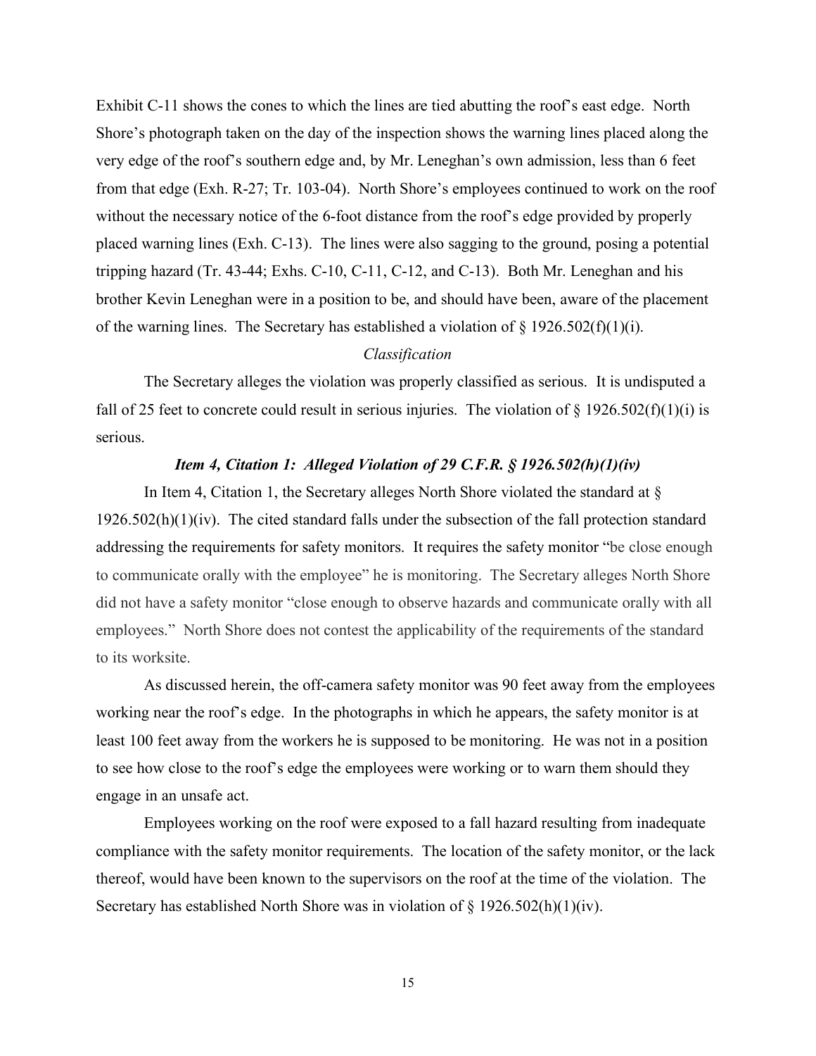Exhibit C-11 shows the cones to which the lines are tied abutting the roof's east edge. North Shore's photograph taken on the day of the inspection shows the warning lines placed along the very edge of the roof's southern edge and, by Mr. Leneghan's own admission, less than 6 feet from that edge (Exh. R-27; Tr. 103-04). North Shore's employees continued to work on the roof without the necessary notice of the 6-foot distance from the roof's edge provided by properly placed warning lines (Exh. C-13). The lines were also sagging to the ground, posing a potential tripping hazard (Tr. 43-44; Exhs. C-10, C-11, C-12, and C-13). Both Mr. Leneghan and his brother Kevin Leneghan were in a position to be, and should have been, aware of the placement of the warning lines. The Secretary has established a violation of § 1926.502(f)(1)(i).

*Classification*

The Secretary alleges the violation was properly classified as serious. It is undisputed a fall of 25 feet to concrete could result in serious injuries. The violation of § 1926.502(f)(1)(i) is serious.

***Item 4, Citation 1: Alleged Violation of 29 C.F.R. § 1926.502(h)(1)(iv)***

In Item 4, Citation 1, the Secretary alleges North Shore violated the standard at § 1926.502(h)(1)(iv). The cited standard falls under the subsection of the fall protection standard addressing the requirements for safety monitors. It requires the safety monitor "be close enough to communicate orally with the employee" he is monitoring. The Secretary alleges North Shore did not have a safety monitor "close enough to observe hazards and communicate orally with all employees." North Shore does not contest the applicability of the requirements of the standard to its worksite.

As discussed herein, the off-camera safety monitor was 90 feet away from the employees working near the roof's edge. In the photographs in which he appears, the safety monitor is at least 100 feet away from the workers he is supposed to be monitoring. He was not in a position to see how close to the roof's edge the employees were working or to warn them should they engage in an unsafe act.

Employees working on the roof were exposed to a fall hazard resulting from inadequate compliance with the safety monitor requirements. The location of the safety monitor, or the lack thereof, would have been known to the supervisors on the roof at the time of the violation. The Secretary has established North Shore was in violation of § 1926.502(h)(1)(iv).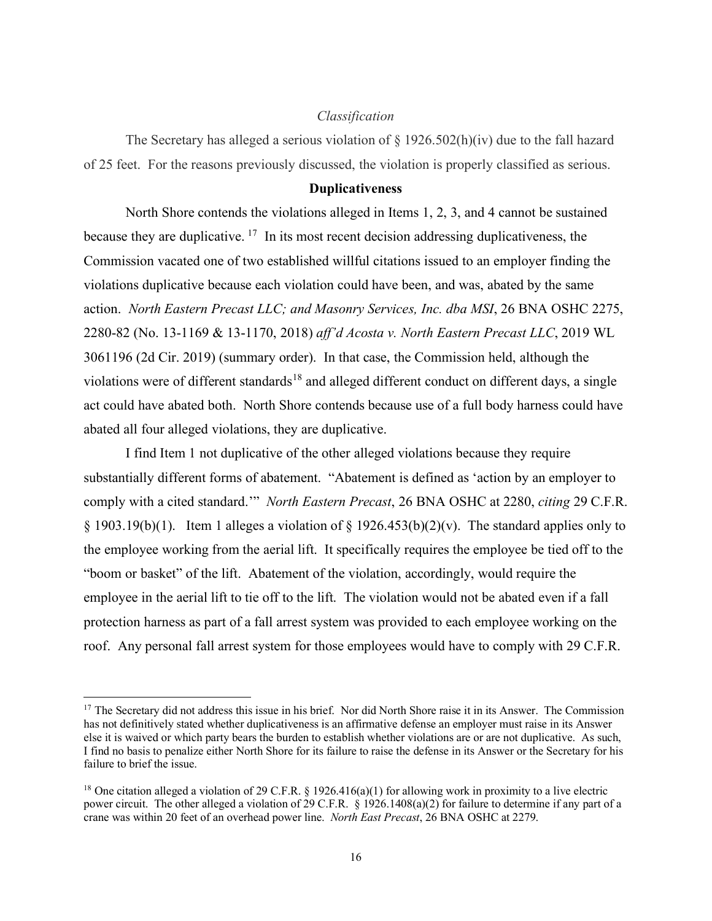*Classification*

The Secretary has alleged a serious violation of § 1926.502(h)(iv) due to the fall hazard of 25 feet. For the reasons previously discussed, the violation is properly classified as serious.

**Duplicativeness**

North Shore contends the violations alleged in Items 1, 2, 3, and 4 cannot be sustained because they are duplicative. [17] In its most recent decision addressing duplicativeness, the Commission vacated one of two established willful citations issued to an employer finding the violations duplicative because each violation could have been, and was, abated by the same action. *North Eastern Precast LLC; and Masonry Services, Inc. dba MSI*, 26 BNA OSHC 2275, 2280-82 (No. 13-1169 & 13-1170, 2018) *aff'd Acosta v. North Eastern Precast LLC*, 2019 WL 3061196 (2d Cir. 2019) (summary order). In that case, the Commission held, although the violations were of different standards[18] and alleged different conduct on different days, a single act could have abated both. North Shore contends because use of a full body harness could have abated all four alleged violations, they are duplicative.

I find Item 1 not duplicative of the other alleged violations because they require substantially different forms of abatement. "Abatement is defined as 'action by an employer to comply with a cited standard.'" *North Eastern Precast*, 26 BNA OSHC at 2280, *citing* 29 C.F.R. § 1903.19(b)(1). Item 1 alleges a violation of § 1926.453(b)(2)(v). The standard applies only to the employee working from the aerial lift. It specifically requires the employee be tied off to the "boom or basket" of the lift. Abatement of the violation, accordingly, would require the employee in the aerial lift to tie off to the lift. The violation would not be abated even if a fall protection harness as part of a fall arrest system was provided to each employee working on the roof. Any personal fall arrest system for those employees would have to comply with 29 C.F.R.

---

[17] The Secretary did not address this issue in his brief. Nor did North Shore raise it in its Answer. The Commission has not definitively stated whether duplicativeness is an affirmative defense an employer must raise in its Answer else it is waived or which party bears the burden to establish whether violations are or are not duplicative. As such, I find no basis to penalize either North Shore for its failure to raise the defense in its Answer or the Secretary for his failure to brief the issue.

[18] One citation alleged a violation of 29 C.F.R. § 1926.416(a)(1) for allowing work in proximity to a live electric power circuit. The other alleged a violation of 29 C.F.R. § 1926.1408(a)(2) for failure to determine if any part of a crane was within 20 feet of an overhead power line. *North East Precast*, 26 BNA OSHC at 2279.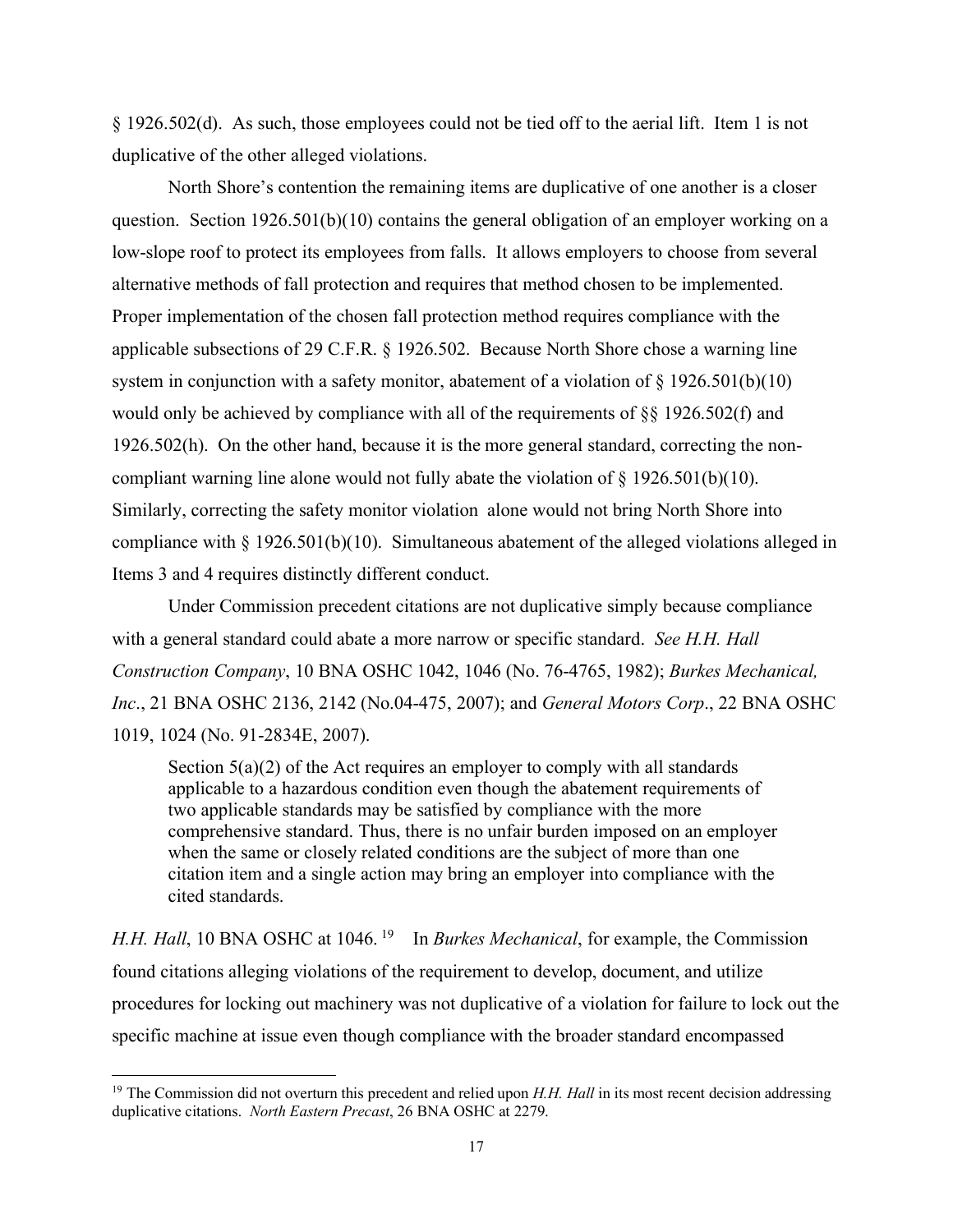§ 1926.502(d). As such, those employees could not be tied off to the aerial lift. Item 1 is not duplicative of the other alleged violations.

North Shore's contention the remaining items are duplicative of one another is a closer question. Section 1926.501(b)(10) contains the general obligation of an employer working on a low-slope roof to protect its employees from falls. It allows employers to choose from several alternative methods of fall protection and requires that method chosen to be implemented. Proper implementation of the chosen fall protection method requires compliance with the applicable subsections of 29 C.F.R. § 1926.502. Because North Shore chose a warning line system in conjunction with a safety monitor, abatement of a violation of § 1926.501(b)(10) would only be achieved by compliance with all of the requirements of §§ 1926.502(f) and 1926.502(h). On the other hand, because it is the more general standard, correcting the non-compliant warning line alone would not fully abate the violation of § 1926.501(b)(10). Similarly, correcting the safety monitor violation alone would not bring North Shore into compliance with § 1926.501(b)(10). Simultaneous abatement of the alleged violations alleged in Items 3 and 4 requires distinctly different conduct.

Under Commission precedent citations are not duplicative simply because compliance with a general standard could abate a more narrow or specific standard. *See H.H. Hall Construction Company*, 10 BNA OSHC 1042, 1046 (No. 76-4765, 1982); *Burkes Mechanical, Inc*., 21 BNA OSHC 2136, 2142 (No.04-475, 2007); and *General Motors Corp*., 22 BNA OSHC 1019, 1024 (No. 91-2834E, 2007).

> Section 5(a)(2) of the Act requires an employer to comply with all standards applicable to a hazardous condition even though the abatement requirements of two applicable standards may be satisfied by compliance with the more comprehensive standard. Thus, there is no unfair burden imposed on an employer when the same or closely related conditions are the subject of more than one citation item and a single action may bring an employer into compliance with the cited standards.

*H.H. Hall*, 10 BNA OSHC at 1046.[19] In *Burkes Mechanical*, for example, the Commission found citations alleging violations of the requirement to develop, document, and utilize procedures for locking out machinery was not duplicative of a violation for failure to lock out the specific machine at issue even though compliance with the broader standard encompassed

---

[19] The Commission did not overturn this precedent and relied upon *H.H. Hall* in its most recent decision addressing duplicative citations. *North Eastern Precast*, 26 BNA OSHC at 2279.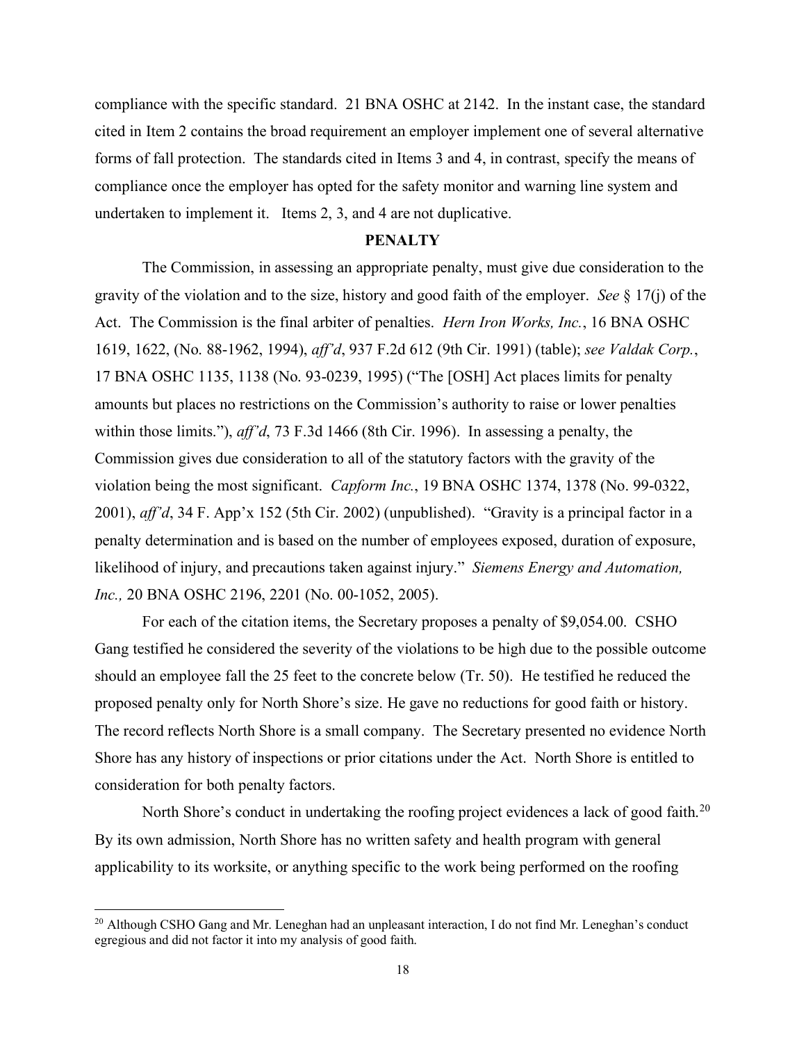compliance with the specific standard. 21 BNA OSHC at 2142. In the instant case, the standard cited in Item 2 contains the broad requirement an employer implement one of several alternative forms of fall protection. The standards cited in Items 3 and 4, in contrast, specify the means of compliance once the employer has opted for the safety monitor and warning line system and undertaken to implement it. Items 2, 3, and 4 are not duplicative.

## PENALTY

The Commission, in assessing an appropriate penalty, must give due consideration to the gravity of the violation and to the size, history and good faith of the employer. *See* § 17(j) of the Act. The Commission is the final arbiter of penalties. *Hern Iron Works, Inc.*, 16 BNA OSHC 1619, 1622, (No. 88-1962, 1994), *aff'd*, 937 F.2d 612 (9th Cir. 1991) (table); *see Valdak Corp.*, 17 BNA OSHC 1135, 1138 (No. 93-0239, 1995) ("The [OSH] Act places limits for penalty amounts but places no restrictions on the Commission's authority to raise or lower penalties within those limits."), *aff'd*, 73 F.3d 1466 (8th Cir. 1996). In assessing a penalty, the Commission gives due consideration to all of the statutory factors with the gravity of the violation being the most significant. *Capform Inc.*, 19 BNA OSHC 1374, 1378 (No. 99-0322, 2001), *aff'd*, 34 F. App'x 152 (5th Cir. 2002) (unpublished). "Gravity is a principal factor in a penalty determination and is based on the number of employees exposed, duration of exposure, likelihood of injury, and precautions taken against injury." *Siemens Energy and Automation, Inc.,* 20 BNA OSHC 2196, 2201 (No. 00-1052, 2005).

For each of the citation items, the Secretary proposes a penalty of $9,054.00. CSHO Gang testified he considered the severity of the violations to be high due to the possible outcome should an employee fall the 25 feet to the concrete below (Tr. 50). He testified he reduced the proposed penalty only for North Shore's size. He gave no reductions for good faith or history. The record reflects North Shore is a small company. The Secretary presented no evidence North Shore has any history of inspections or prior citations under the Act. North Shore is entitled to consideration for both penalty factors.

North Shore's conduct in undertaking the roofing project evidences a lack of good faith.[20] By its own admission, North Shore has no written safety and health program with general applicability to its worksite, or anything specific to the work being performed on the roofing

[20] Although CSHO Gang and Mr. Leneghan had an unpleasant interaction, I do not find Mr. Leneghan's conduct egregious and did not factor it into my analysis of good faith.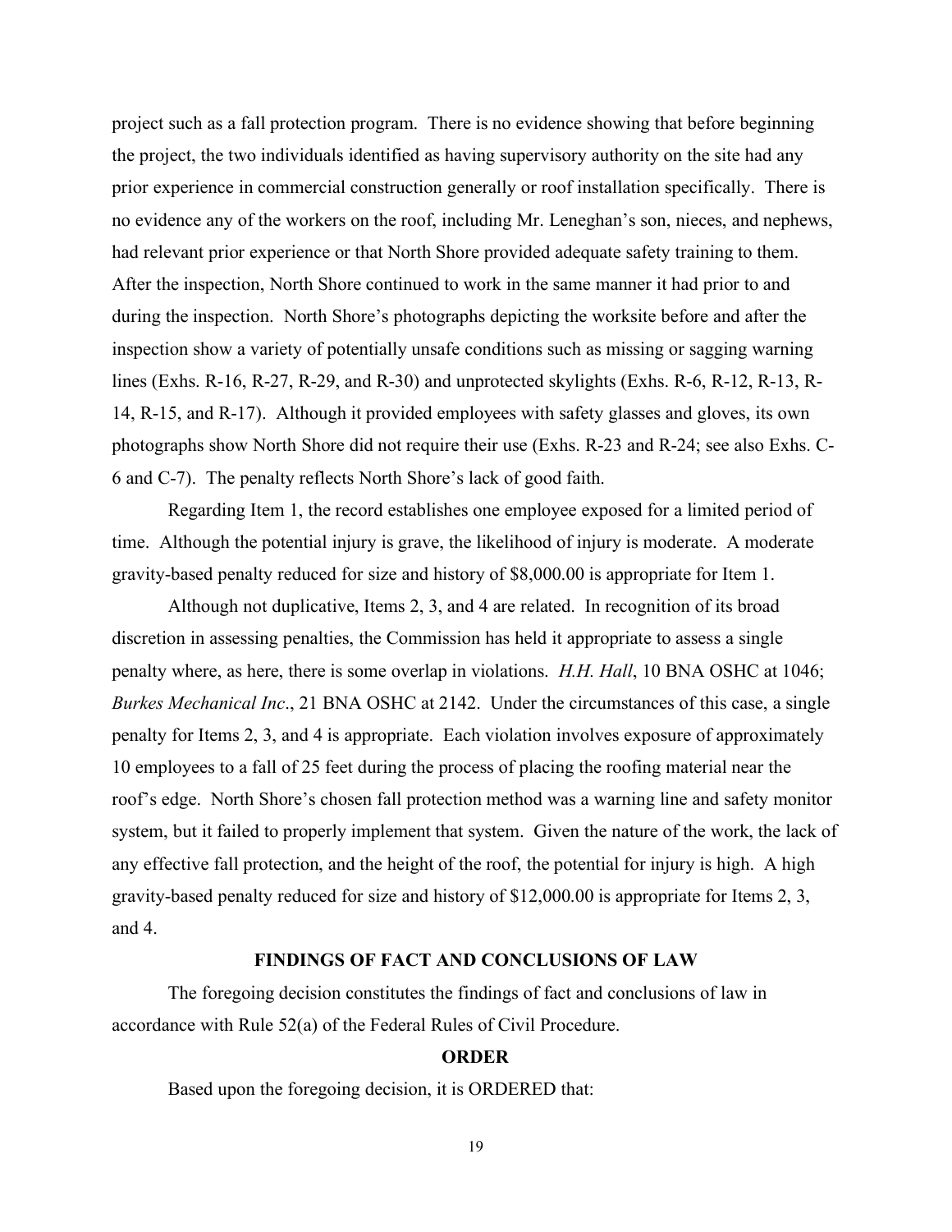project such as a fall protection program. There is no evidence showing that before beginning the project, the two individuals identified as having supervisory authority on the site had any prior experience in commercial construction generally or roof installation specifically. There is no evidence any of the workers on the roof, including Mr. Leneghan's son, nieces, and nephews, had relevant prior experience or that North Shore provided adequate safety training to them. After the inspection, North Shore continued to work in the same manner it had prior to and during the inspection. North Shore's photographs depicting the worksite before and after the inspection show a variety of potentially unsafe conditions such as missing or sagging warning lines (Exhs. R-16, R-27, R-29, and R-30) and unprotected skylights (Exhs. R-6, R-12, R-13, R-14, R-15, and R-17). Although it provided employees with safety glasses and gloves, its own photographs show North Shore did not require their use (Exhs. R-23 and R-24; see also Exhs. C-6 and C-7). The penalty reflects North Shore's lack of good faith.

Regarding Item 1, the record establishes one employee exposed for a limited period of time. Although the potential injury is grave, the likelihood of injury is moderate. A moderate gravity-based penalty reduced for size and history of $8,000.00 is appropriate for Item 1.

Although not duplicative, Items 2, 3, and 4 are related. In recognition of its broad discretion in assessing penalties, the Commission has held it appropriate to assess a single penalty where, as here, there is some overlap in violations. *H.H. Hall*, 10 BNA OSHC at 1046; *Burkes Mechanical Inc*., 21 BNA OSHC at 2142. Under the circumstances of this case, a single penalty for Items 2, 3, and 4 is appropriate. Each violation involves exposure of approximately 10 employees to a fall of 25 feet during the process of placing the roofing material near the roof's edge. North Shore's chosen fall protection method was a warning line and safety monitor system, but it failed to properly implement that system. Given the nature of the work, the lack of any effective fall protection, and the height of the roof, the potential for injury is high. A high gravity-based penalty reduced for size and history of $12,000.00 is appropriate for Items 2, 3, and 4.

## FINDINGS OF FACT AND CONCLUSIONS OF LAW

The foregoing decision constitutes the findings of fact and conclusions of law in accordance with Rule 52(a) of the Federal Rules of Civil Procedure.

## ORDER

Based upon the foregoing decision, it is ORDERED that: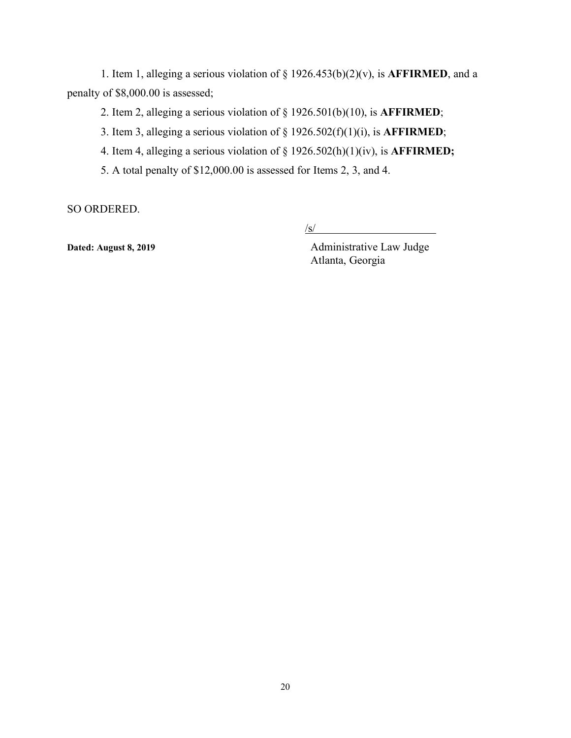1. Item 1, alleging a serious violation of § 1926.453(b)(2)(v), is **AFFIRMED**, and a penalty of $8,000.00 is assessed;

2. Item 2, alleging a serious violation of § 1926.501(b)(10), is **AFFIRMED**;

3. Item 3, alleging a serious violation of § 1926.502(f)(1)(i), is **AFFIRMED**;

4. Item 4, alleging a serious violation of § 1926.502(h)(1)(iv), is **AFFIRMED;**

5. A total penalty of $12,000.00 is assessed for Items 2, 3, and 4.

SO ORDERED.

/s/

**Dated: August 8, 2019**

Administrative Law Judge
Atlanta, Georgia